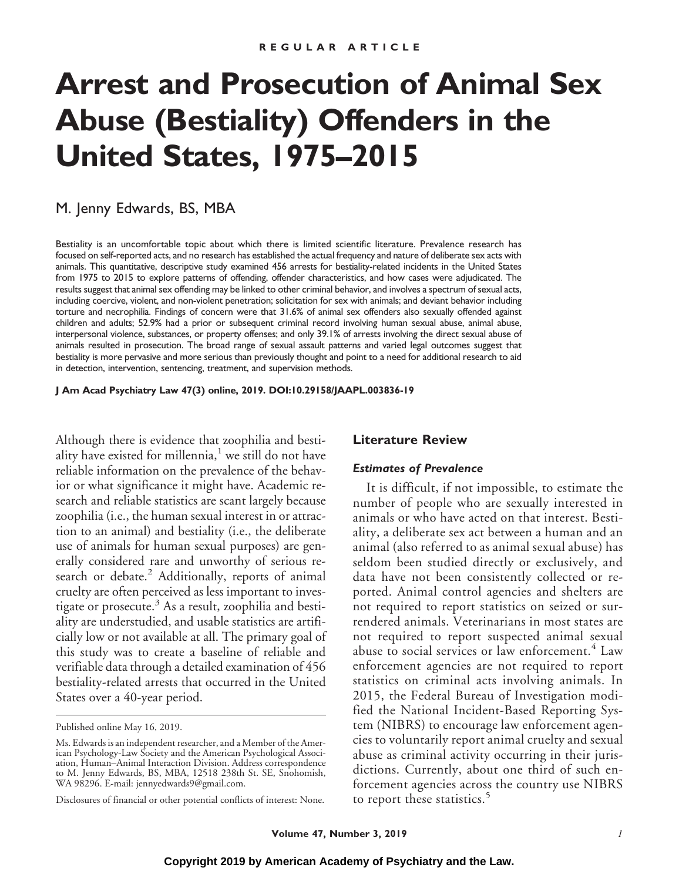REGULAR ARTICLE

# Arrest and Prosecution of Animal Sex Abuse (Bestiality) Offenders in the United States, 1975–2015

M. Jenny Edwards, BS, MBA

Bestiality is an uncomfortable topic about which there is limited scientific literature. Prevalence research has focused on self-reported acts, and no research has established the actual frequency and nature of deliberate sex acts with animals. This quantitative, descriptive study examined 456 arrests for bestiality-related incidents in the United States from 1975 to 2015 to explore patterns of offending, offender characteristics, and how cases were adjudicated. The results suggest that animal sex offending may be linked to other criminal behavior, and involves a spectrum of sexual acts, including coercive, violent, and non-violent penetration; solicitation for sex with animals; and deviant behavior including torture and necrophilia. Findings of concern were that 31.6% of animal sex offenders also sexually offended against children and adults; 52.9% had a prior or subsequent criminal record involving human sexual abuse, animal abuse, interpersonal violence, substances, or property offenses; and only 39.1% of arrests involving the direct sexual abuse of animals resulted in prosecution. The broad range of sexual assault patterns and varied legal outcomes suggest that bestiality is more pervasive and more serious than previously thought and point to a need for additional research to aid in detection, intervention, sentencing, treatment, and supervision methods.

**J Am Acad Psychiatry Law 47(3) online, 2019. DOI:10.29158/JAAPL.003836-19**

Although there is evidence that zoophilia and bestiality have existed for millennia,[1] we still do not have reliable information on the prevalence of the behavior or what significance it might have. Academic research and reliable statistics are scant largely because zoophilia (i.e., the human sexual interest in or attraction to an animal) and bestiality (i.e., the deliberate use of animals for human sexual purposes) are generally considered rare and unworthy of serious research or debate.[2] Additionally, reports of animal cruelty are often perceived as less important to investigate or prosecute.[3] As a result, zoophilia and bestiality are understudied, and usable statistics are artificially low or not available at all. The primary goal of this study was to create a baseline of reliable and verifiable data through a detailed examination of 456 bestiality-related arrests that occurred in the United States over a 40-year period.

Published online May 16, 2019.

Ms. Edwards is an independent researcher, and a Member of the American Psychology-Law Society and the American Psychological Association, Human–Animal Interaction Division. Address correspondence to M. Jenny Edwards, BS, MBA, 12518 238th St. SE, Snohomish, WA 98296. E-mail: jennyedwards9@gmail.com.

Disclosures of financial or other potential conflicts of interest: None.

## Literature Review

### *Estimates of Prevalence*

It is difficult, if not impossible, to estimate the number of people who are sexually interested in animals or who have acted on that interest. Bestiality, a deliberate sex act between a human and an animal (also referred to as animal sexual abuse) has seldom been studied directly or exclusively, and data have not been consistently collected or reported. Animal control agencies and shelters are not required to report statistics on seized or surrendered animals. Veterinarians in most states are not required to report suspected animal sexual abuse to social services or law enforcement.[4] Law enforcement agencies are not required to report statistics on criminal acts involving animals. In 2015, the Federal Bureau of Investigation modified the National Incident-Based Reporting System (NIBRS) to encourage law enforcement agencies to voluntarily report animal cruelty and sexual abuse as criminal activity occurring in their jurisdictions. Currently, about one third of such enforcement agencies across the country use NIBRS to report these statistics.[5]

Copyright 2019 by American Academy of Psychiatry and the Law.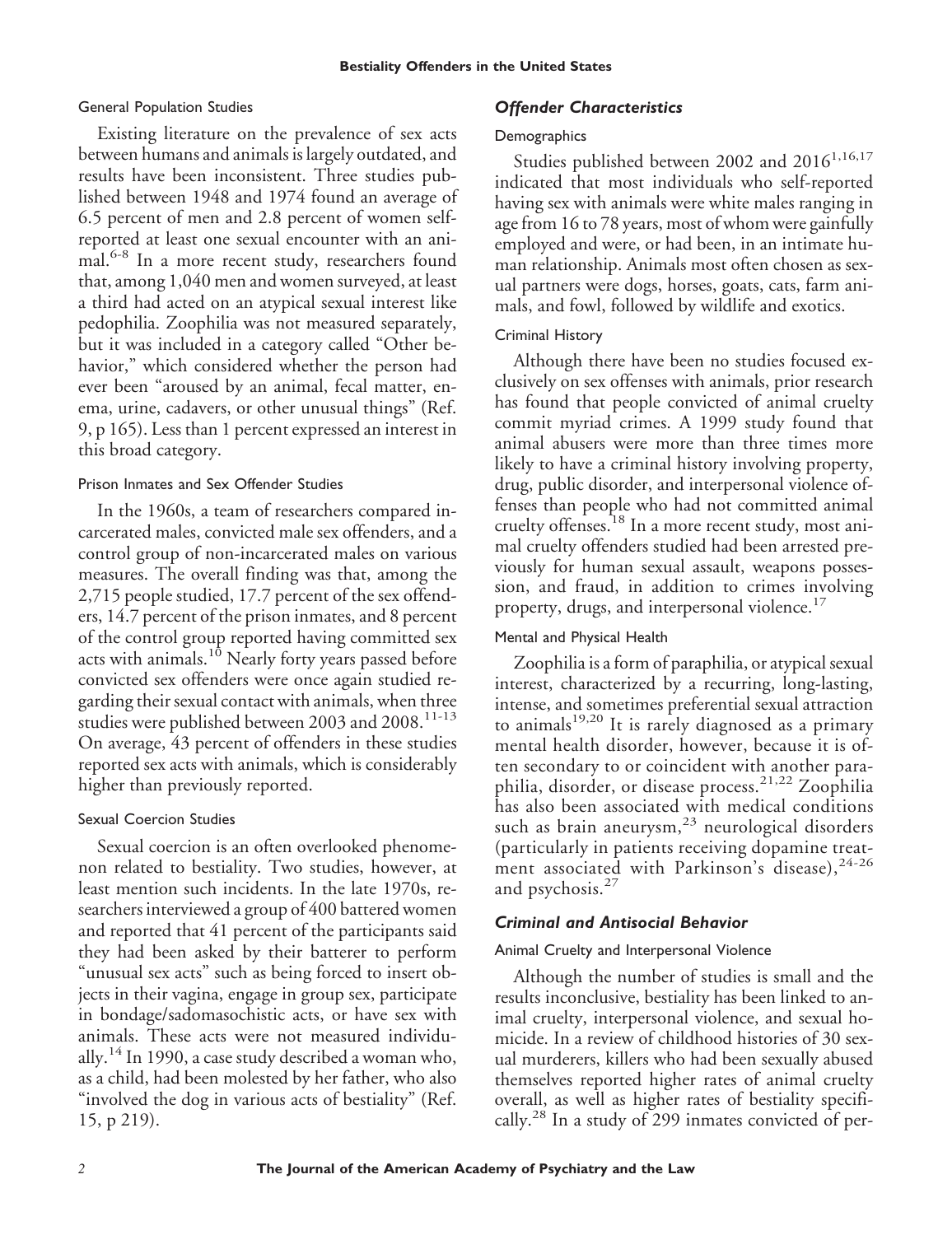### General Population Studies

Existing literature on the prevalence of sex acts between humans and animals is largely outdated, and results have been inconsistent. Three studies published between 1948 and 1974 found an average of 6.5 percent of men and 2.8 percent of women self-reported at least one sexual encounter with an animal.[6-8] In a more recent study, researchers found that, among 1,040 men and women surveyed, at least a third had acted on an atypical sexual interest like pedophilia. Zoophilia was not measured separately, but it was included in a category called "Other behavior," which considered whether the person had ever been "aroused by an animal, fecal matter, enema, urine, cadavers, or other unusual things" (Ref. 9, p 165). Less than 1 percent expressed an interest in this broad category.

### Prison Inmates and Sex Offender Studies

In the 1960s, a team of researchers compared incarcerated males, convicted male sex offenders, and a control group of non-incarcerated males on various measures. The overall finding was that, among the 2,715 people studied, 17.7 percent of the sex offenders, 14.7 percent of the prison inmates, and 8 percent of the control group reported having committed sex acts with animals.[10] Nearly forty years passed before convicted sex offenders were once again studied regarding their sexual contact with animals, when three studies were published between 2003 and 2008.[11-13] On average, 43 percent of offenders in these studies reported sex acts with animals, which is considerably higher than previously reported.

### Sexual Coercion Studies

Sexual coercion is an often overlooked phenomenon related to bestiality. Two studies, however, at least mention such incidents. In the late 1970s, researchers interviewed a group of 400 battered women and reported that 41 percent of the participants said they had been asked by their batterer to perform "unusual sex acts" such as being forced to insert objects in their vagina, engage in group sex, participate in bondage/sadomasochistic acts, or have sex with animals. These acts were not measured individually.[14] In 1990, a case study described a woman who, as a child, had been molested by her father, who also "involved the dog in various acts of bestiality" (Ref. 15, p 219).

## *Offender Characteristics*

### Demographics

Studies published between 2002 and 2016[1,16,17] indicated that most individuals who self-reported having sex with animals were white males ranging in age from 16 to 78 years, most of whom were gainfully employed and were, or had been, in an intimate human relationship. Animals most often chosen as sexual partners were dogs, horses, goats, cats, farm animals, and fowl, followed by wildlife and exotics.

### Criminal History

Although there have been no studies focused exclusively on sex offenses with animals, prior research has found that people convicted of animal cruelty commit myriad crimes. A 1999 study found that animal abusers were more than three times more likely to have a criminal history involving property, drug, public disorder, and interpersonal violence offenses than people who had not committed animal cruelty offenses.[18] In a more recent study, most animal cruelty offenders studied had been arrested previously for human sexual assault, weapons possession, and fraud, in addition to crimes involving property, drugs, and interpersonal violence.[17]

### Mental and Physical Health

Zoophilia is a form of paraphilia, or atypical sexual interest, characterized by a recurring, long-lasting, intense, and sometimes preferential sexual attraction to animals[19,20] It is rarely diagnosed as a primary mental health disorder, however, because it is often secondary to or coincident with another paraphilia, disorder, or disease process.[21,22] Zoophilia has also been associated with medical conditions such as brain aneurysm,[23] neurological disorders (particularly in patients receiving dopamine treatment associated with Parkinson's disease),[24-26] and psychosis.[27]

## *Criminal and Antisocial Behavior*

### Animal Cruelty and Interpersonal Violence

Although the number of studies is small and the results inconclusive, bestiality has been linked to animal cruelty, interpersonal violence, and sexual homicide. In a review of childhood histories of 30 sexual murderers, killers who had been sexually abused themselves reported higher rates of animal cruelty overall, as well as higher rates of bestiality specifically.[28] In a study of 299 inmates convicted of per-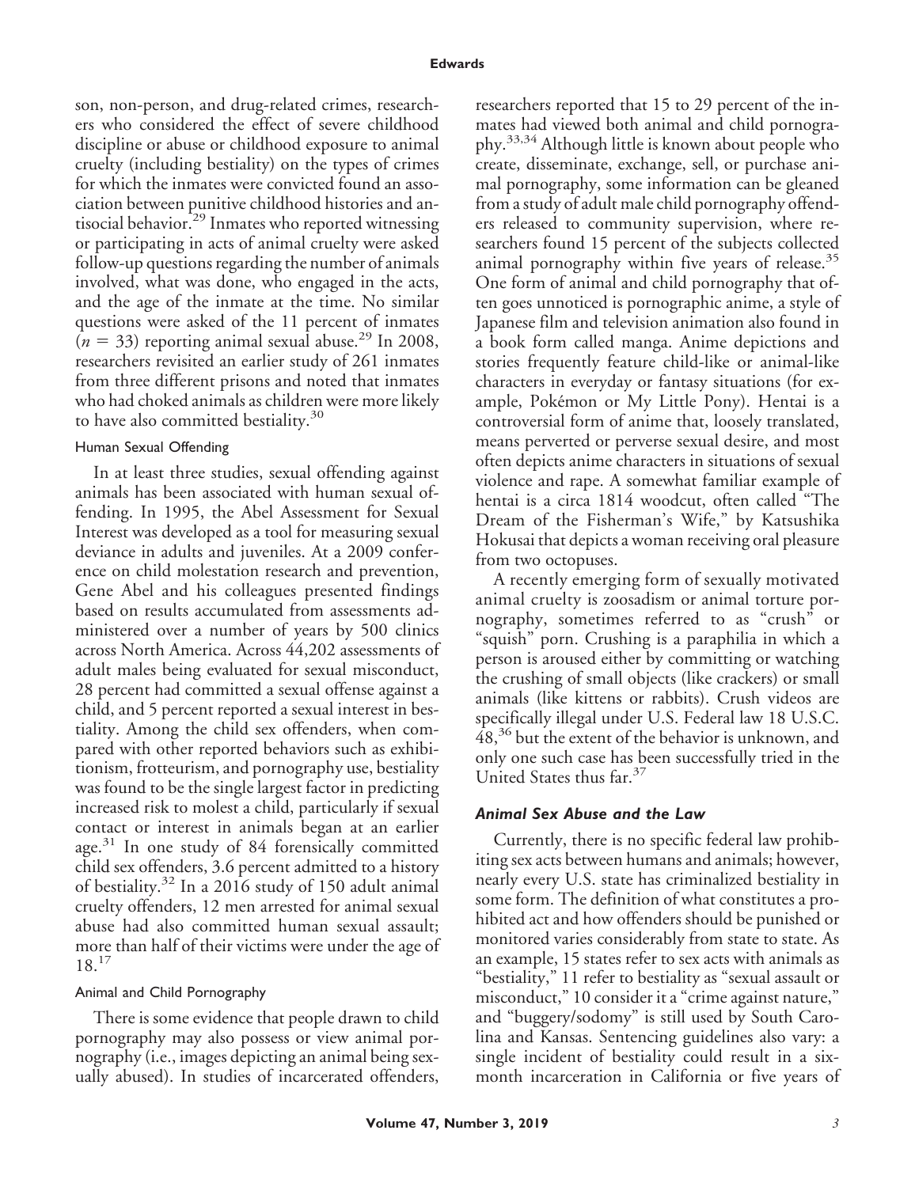son, non-person, and drug-related crimes, researchers who considered the effect of severe childhood discipline or abuse or childhood exposure to animal cruelty (including bestiality) on the types of crimes for which the inmates were convicted found an association between punitive childhood histories and antisocial behavior.[29] Inmates who reported witnessing or participating in acts of animal cruelty were asked follow-up questions regarding the number of animals involved, what was done, who engaged in the acts, and the age of the inmate at the time. No similar questions were asked of the 11 percent of inmates ($n = 33$) reporting animal sexual abuse.[29] In 2008, researchers revisited an earlier study of 261 inmates from three different prisons and noted that inmates who had choked animals as children were more likely to have also committed bestiality.[30]

#### Human Sexual Offending

In at least three studies, sexual offending against animals has been associated with human sexual offending. In 1995, the Abel Assessment for Sexual Interest was developed as a tool for measuring sexual deviance in adults and juveniles. At a 2009 conference on child molestation research and prevention, Gene Abel and his colleagues presented findings based on results accumulated from assessments administered over a number of years by 500 clinics across North America. Across 44,202 assessments of adult males being evaluated for sexual misconduct, 28 percent had committed a sexual offense against a child, and 5 percent reported a sexual interest in bestiality. Among the child sex offenders, when compared with other reported behaviors such as exhibitionism, frotteurism, and pornography use, bestiality was found to be the single largest factor in predicting increased risk to molest a child, particularly if sexual contact or interest in animals began at an earlier age.[31] In one study of 84 forensically committed child sex offenders, 3.6 percent admitted to a history of bestiality.[32] In a 2016 study of 150 adult animal cruelty offenders, 12 men arrested for animal sexual abuse had also committed human sexual assault; more than half of their victims were under the age of 18.[17]

#### Animal and Child Pornography

There is some evidence that people drawn to child pornography may also possess or view animal pornography (i.e., images depicting an animal being sexually abused). In studies of incarcerated offenders, researchers reported that 15 to 29 percent of the inmates had viewed both animal and child pornography.[33,34] Although little is known about people who create, disseminate, exchange, sell, or purchase animal pornography, some information can be gleaned from a study of adult male child pornography offenders released to community supervision, where researchers found 15 percent of the subjects collected animal pornography within five years of release.[35] One form of animal and child pornography that often goes unnoticed is pornographic anime, a style of Japanese film and television animation also found in a book form called manga. Anime depictions and stories frequently feature child-like or animal-like characters in everyday or fantasy situations (for example, Pokémon or My Little Pony). Hentai is a controversial form of anime that, loosely translated, means perverted or perverse sexual desire, and most often depicts anime characters in situations of sexual violence and rape. A somewhat familiar example of hentai is a circa 1814 woodcut, often called "The Dream of the Fisherman's Wife," by Katsushika Hokusai that depicts a woman receiving oral pleasure from two octopuses.

A recently emerging form of sexually motivated animal cruelty is zoosadism or animal torture pornography, sometimes referred to as "crush" or "squish" porn. Crushing is a paraphilia in which a person is aroused either by committing or watching the crushing of small objects (like crackers) or small animals (like kittens or rabbits). Crush videos are specifically illegal under U.S. Federal law 18 U.S.C. 48,[36] but the extent of the behavior is unknown, and only one such case has been successfully tried in the United States thus far.[37]

### *Animal Sex Abuse and the Law*

Currently, there is no specific federal law prohibiting sex acts between humans and animals; however, nearly every U.S. state has criminalized bestiality in some form. The definition of what constitutes a prohibited act and how offenders should be punished or monitored varies considerably from state to state. As an example, 15 states refer to sex acts with animals as "bestiality," 11 refer to bestiality as "sexual assault or misconduct," 10 consider it a "crime against nature," and "buggery/sodomy" is still used by South Carolina and Kansas. Sentencing guidelines also vary: a single incident of bestiality could result in a six-month incarceration in California or five years of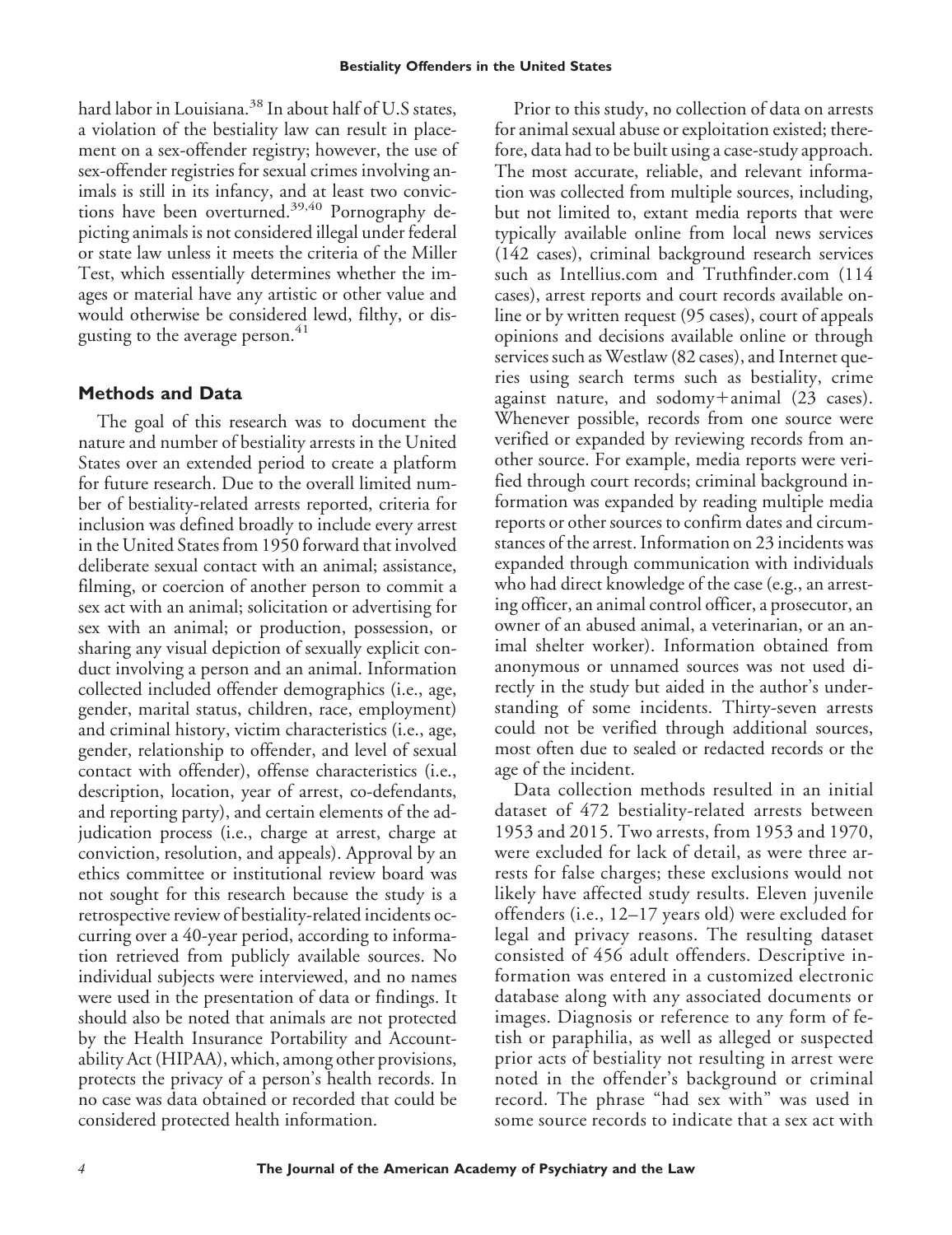hard labor in Louisiana.[38] In about half of U.S states, a violation of the bestiality law can result in placement on a sex-offender registry; however, the use of sex-offender registries for sexual crimes involving animals is still in its infancy, and at least two convictions have been overturned.[39,40] Pornography depicting animals is not considered illegal under federal or state law unless it meets the criteria of the Miller Test, which essentially determines whether the images or material have any artistic or other value and would otherwise be considered lewd, filthy, or disgusting to the average person.[41]

## Methods and Data

The goal of this research was to document the nature and number of bestiality arrests in the United States over an extended period to create a platform for future research. Due to the overall limited number of bestiality-related arrests reported, criteria for inclusion was defined broadly to include every arrest in the United States from 1950 forward that involved deliberate sexual contact with an animal; assistance, filming, or coercion of another person to commit a sex act with an animal; solicitation or advertising for sex with an animal; or production, possession, or sharing any visual depiction of sexually explicit conduct involving a person and an animal. Information collected included offender demographics (i.e., age, gender, marital status, children, race, employment) and criminal history, victim characteristics (i.e., age, gender, relationship to offender, and level of sexual contact with offender), offense characteristics (i.e., description, location, year of arrest, co-defendants, and reporting party), and certain elements of the adjudication process (i.e., charge at arrest, charge at conviction, resolution, and appeals). Approval by an ethics committee or institutional review board was not sought for this research because the study is a retrospective review of bestiality-related incidents occurring over a 40-year period, according to information retrieved from publicly available sources. No individual subjects were interviewed, and no names were used in the presentation of data or findings. It should also be noted that animals are not protected by the Health Insurance Portability and Accountability Act (HIPAA), which, among other provisions, protects the privacy of a person's health records. In no case was data obtained or recorded that could be considered protected health information.

Prior to this study, no collection of data on arrests for animal sexual abuse or exploitation existed; therefore, data had to be built using a case-study approach. The most accurate, reliable, and relevant information was collected from multiple sources, including, but not limited to, extant media reports that were typically available online from local news services (142 cases), criminal background research services such as Intellius.com and Truthfinder.com (114 cases), arrest reports and court records available online or by written request (95 cases), court of appeals opinions and decisions available online or through services such as Westlaw (82 cases), and Internet queries using search terms such as bestiality, crime against nature, and sodomy+animal (23 cases). Whenever possible, records from one source were verified or expanded by reviewing records from another source. For example, media reports were verified through court records; criminal background information was expanded by reading multiple media reports or other sources to confirm dates and circumstances of the arrest. Information on 23 incidents was expanded through communication with individuals who had direct knowledge of the case (e.g., an arresting officer, an animal control officer, a prosecutor, an owner of an abused animal, a veterinarian, or an animal shelter worker). Information obtained from anonymous or unnamed sources was not used directly in the study but aided in the author's understanding of some incidents. Thirty-seven arrests could not be verified through additional sources, most often due to sealed or redacted records or the age of the incident.

Data collection methods resulted in an initial dataset of 472 bestiality-related arrests between 1953 and 2015. Two arrests, from 1953 and 1970, were excluded for lack of detail, as were three arrests for false charges; these exclusions would not likely have affected study results. Eleven juvenile offenders (i.e., 12–17 years old) were excluded for legal and privacy reasons. The resulting dataset consisted of 456 adult offenders. Descriptive information was entered in a customized electronic database along with any associated documents or images. Diagnosis or reference to any form of fetish or paraphilia, as well as alleged or suspected prior acts of bestiality not resulting in arrest were noted in the offender's background or criminal record. The phrase "had sex with" was used in some source records to indicate that a sex act with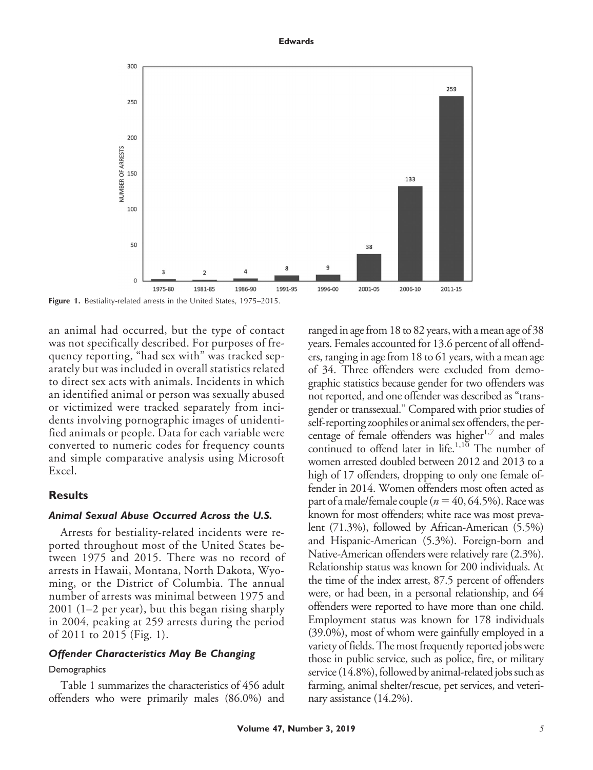Figure 1. Bestiality-related arrests in the United States, 1975–2015.

an animal had occurred, but the type of contact was not specifically described. For purposes of frequency reporting, "had sex with" was tracked separately but was included in overall statistics related to direct sex acts with animals. Incidents in which an identified animal or person was sexually abused or victimized were tracked separately from incidents involving pornographic images of unidentified animals or people. Data for each variable were converted to numeric codes for frequency counts and simple comparative analysis using Microsoft Excel.

## Results

### *Animal Sexual Abuse Occurred Across the U.S.*

Arrests for bestiality-related incidents were reported throughout most of the United States between 1975 and 2015. There was no record of arrests in Hawaii, Montana, North Dakota, Wyoming, or the District of Columbia. The annual number of arrests was minimal between 1975 and 2001 (1–2 per year), but this began rising sharply in 2004, peaking at 259 arrests during the period of 2011 to 2015 (Fig. 1).

### *Offender Characteristics May Be Changing*

#### Demographics

Table 1 summarizes the characteristics of 456 adult offenders who were primarily males (86.0%) and ranged in age from 18 to 82 years, with a mean age of 38 years. Females accounted for 13.6 percent of all offenders, ranging in age from 18 to 61 years, with a mean age of 34. Three offenders were excluded from demographic statistics because gender for two offenders was not reported, and one offender was described as "transgender or transsexual." Compared with prior studies of self-reporting zoophiles or animal sex offenders, the percentage of female offenders was higher[1,7] and males continued to offend later in life.[1,10] The number of women arrested doubled between 2012 and 2013 to a high of 17 offenders, dropping to only one female offender in 2014. Women offenders most often acted as part of a male/female couple ($n = 40$, 64.5%). Race was known for most offenders; white race was most prevalent (71.3%), followed by African-American (5.5%) and Hispanic-American (5.3%). Foreign-born and Native-American offenders were relatively rare (2.3%). Relationship status was known for 200 individuals. At the time of the index arrest, 87.5 percent of offenders were, or had been, in a personal relationship, and 64 offenders were reported to have more than one child. Employment status was known for 178 individuals (39.0%), most of whom were gainfully employed in a variety of fields. The most frequently reported jobs were those in public service, such as police, fire, or military service (14.8%), followed by animal-related jobs such as farming, animal shelter/rescue, pet services, and veterinary assistance (14.2%).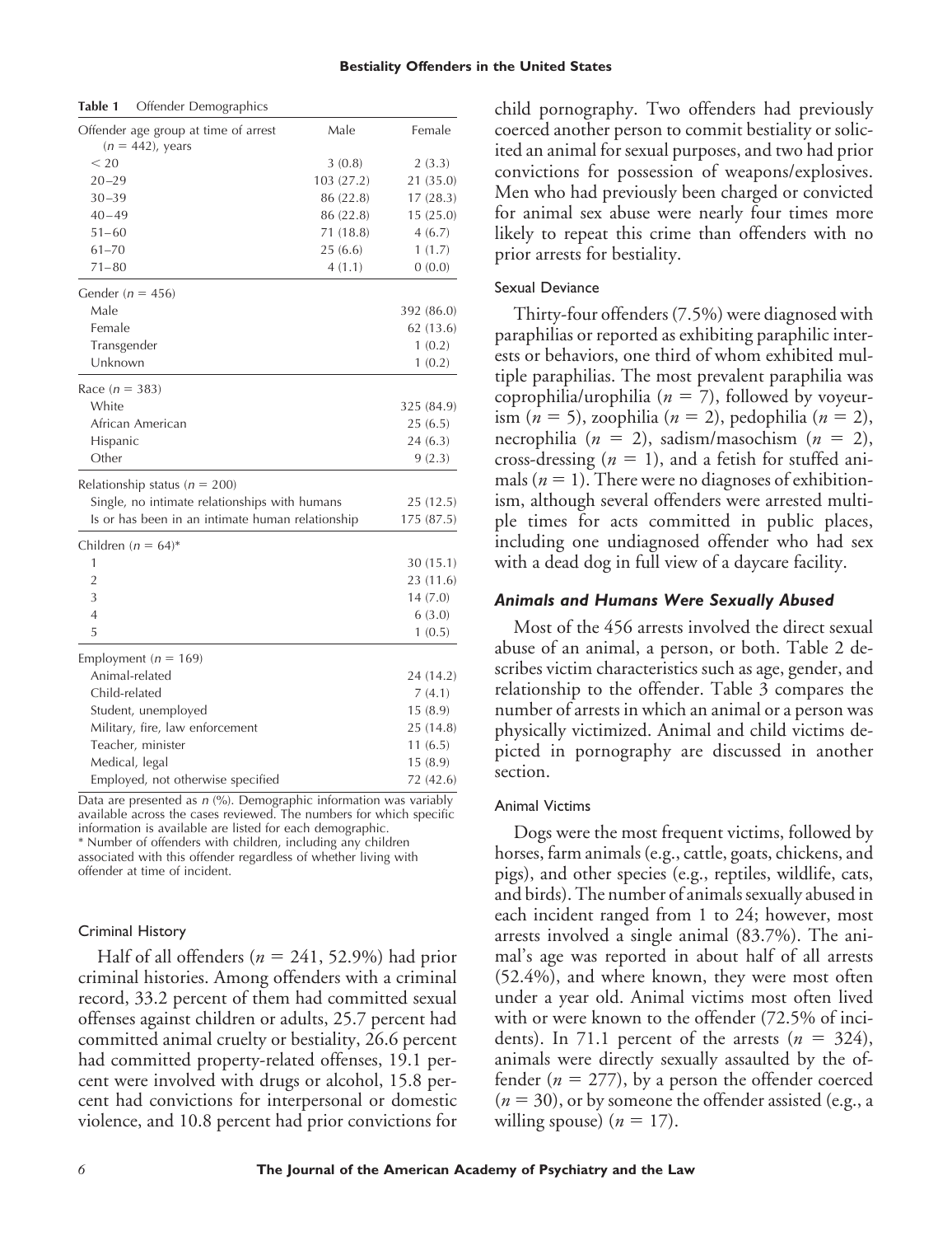**Table 1** Offender Demographics

| Offender age group at time of arrest ($n = 442$), years | Male | Female |
|---|---|---|
| < 20 | 3 (0.8) | 2 (3.3) |
| 20–29 | 103 (27.2) | 21 (35.0) |
| 30–39 | 86 (22.8) | 17 (28.3) |
| 40–49 | 86 (22.8) | 15 (25.0) |
| 51–60 | 71 (18.8) | 4 (6.7) |
| 61–70 | 25 (6.6) | 1 (1.7) |
| 71–80 | 4 (1.1) | 0 (0.0) |
| Gender ($n = 456$) | | |
| Male | | 392 (86.0) |
| Female | | 62 (13.6) |
| Transgender | | 1 (0.2) |
| Unknown | | 1 (0.2) |
| Race ($n = 383$) | | |
| White | | 325 (84.9) |
| African American | | 25 (6.5) |
| Hispanic | | 24 (6.3) |
| Other | | 9 (2.3) |
| Relationship status ($n = 200$) | | |
| Single, no intimate relationships with humans | | 25 (12.5) |
| Is or has been in an intimate human relationship | | 175 (87.5) |
| Children ($n = 64$)* | | |
| 1 | | 30 (15.1) |
| 2 | | 23 (11.6) |
| 3 | | 14 (7.0) |
| 4 | | 6 (3.0) |
| 5 | | 1 (0.5) |
| Employment ($n = 169$) | | |
| Animal-related | | 24 (14.2) |
| Child-related | | 7 (4.1) |
| Student, unemployed | | 15 (8.9) |
| Military, fire, law enforcement | | 25 (14.8) |
| Teacher, minister | | 11 (6.5) |
| Medical, legal | | 15 (8.9) |
| Employed, not otherwise specified | | 72 (42.6) |

Data are presented as $n$ (%). Demographic information was variably available across the cases reviewed. The numbers for which specific information is available are listed for each demographic.
\* Number of offenders with children, including any children associated with this offender regardless of whether living with offender at time of incident.

### Criminal History

Half of all offenders ($n = 241$, 52.9%) had prior criminal histories. Among offenders with a criminal record, 33.2 percent of them had committed sexual offenses against children or adults, 25.7 percent had committed animal cruelty or bestiality, 26.6 percent had committed property-related offenses, 19.1 percent were involved with drugs or alcohol, 15.8 percent had convictions for interpersonal or domestic violence, and 10.8 percent had prior convictions for child pornography. Two offenders had previously coerced another person to commit bestiality or solicited an animal for sexual purposes, and two had prior convictions for possession of weapons/explosives. Men who had previously been charged or convicted for animal sex abuse were nearly four times more likely to repeat this crime than offenders with no prior arrests for bestiality.

### Sexual Deviance

Thirty-four offenders (7.5%) were diagnosed with paraphilias or reported as exhibiting paraphilic interests or behaviors, one third of whom exhibited multiple paraphilias. The most prevalent paraphilia was coprophilia/urophilia ($n = 7$), followed by voyeurism ($n = 5$), zoophilia ($n = 2$), pedophilia ($n = 2$), necrophilia ($n = 2$), sadism/masochism ($n = 2$), cross-dressing ($n = 1$), and a fetish for stuffed animals ($n = 1$). There were no diagnoses of exhibitionism, although several offenders were arrested multiple times for acts committed in public places, including one undiagnosed offender who had sex with a dead dog in full view of a daycare facility.

## *Animals and Humans Were Sexually Abused*

Most of the 456 arrests involved the direct sexual abuse of an animal, a person, or both. Table 2 describes victim characteristics such as age, gender, and relationship to the offender. Table 3 compares the number of arrests in which an animal or a person was physically victimized. Animal and child victims depicted in pornography are discussed in another section.

### Animal Victims

Dogs were the most frequent victims, followed by horses, farm animals (e.g., cattle, goats, chickens, and pigs), and other species (e.g., reptiles, wildlife, cats, and birds). The number of animals sexually abused in each incident ranged from 1 to 24; however, most arrests involved a single animal (83.7%). The animal's age was reported in about half of all arrests (52.4%), and where known, they were most often under a year old. Animal victims most often lived with or were known to the offender (72.5% of incidents). In 71.1 percent of the arrests ($n = 324$), animals were directly sexually assaulted by the offender ($n = 277$), by a person the offender coerced ($n = 30$), or by someone the offender assisted (e.g., a willing spouse) ($n = 17$).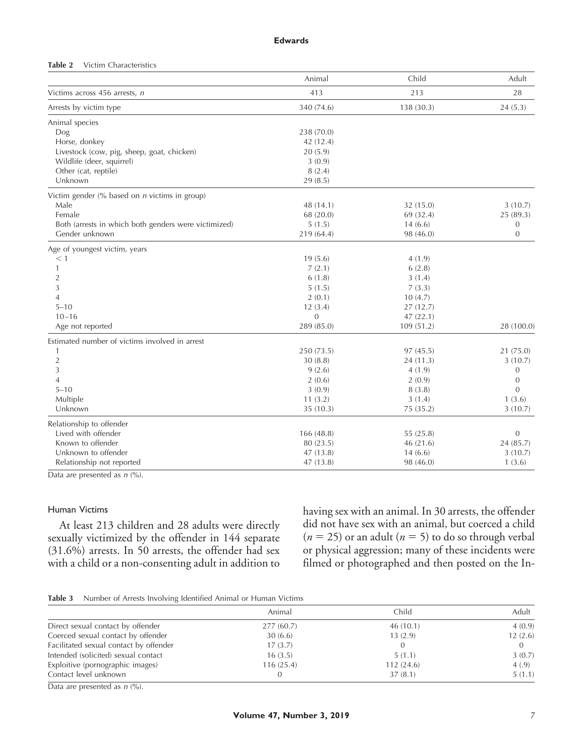**Table 2** Victim Characteristics

| | Animal | Child | Adult |
|---|---|---|---|
| Victims across 456 arrests, *n* | 413 | 213 | 28 |
| Arrests by victim type | 340 (74.6) | 138 (30.3) | 24 (5.3) |
| Animal species | | | |
| Dog | 238 (70.0) | | |
| Horse, donkey | 42 (12.4) | | |
| Livestock (cow, pig, sheep, goat, chicken) | 20 (5.9) | | |
| Wildlife (deer, squirrel) | 3 (0.9) | | |
| Other (cat, reptile) | 8 (2.4) | | |
| Unknown | 29 (8.5) | | |
| Victim gender (% based on *n* victims in group) | | | |
| Male | 48 (14.1) | 32 (15.0) | 3 (10.7) |
| Female | 68 (20.0) | 69 (32.4) | 25 (89.3) |
| Both (arrests in which both genders were victimized) | 5 (1.5) | 14 (6.6) | 0 |
| Gender unknown | 219 (64.4) | 98 (46.0) | 0 |
| Age of youngest victim, years | | | |
| < 1 | 19 (5.6) | 4 (1.9) | |
| 1 | 7 (2.1) | 6 (2.8) | |
| 2 | 6 (1.8) | 3 (1.4) | |
| 3 | 5 (1.5) | 7 (3.3) | |
| 4 | 2 (0.1) | 10 (4.7) | |
| 5–10 | 12 (3.4) | 27 (12.7) | |
| 10–16 | 0 | 47 (22.1) | |
| Age not reported | 289 (85.0) | 109 (51.2) | 28 (100.0) |
| Estimated number of victims involved in arrest | | | |
| 1 | 250 (73.5) | 97 (45.5) | 21 (75.0) |
| 2 | 30 (8.8) | 24 (11.3) | 3 (10.7) |
| 3 | 9 (2.6) | 4 (1.9) | 0 |
| 4 | 2 (0.6) | 2 (0.9) | 0 |
| 5–10 | 3 (0.9) | 8 (3.8) | 0 |
| Multiple | 11 (3.2) | 3 (1.4) | 1 (3.6) |
| Unknown | 35 (10.3) | 75 (35.2) | 3 (10.7) |
| Relationship to offender | | | |
| Lived with offender | 166 (48.8) | 55 (25.8) | 0 |
| Known to offender | 80 (23.5) | 46 (21.6) | 24 (85.7) |
| Unknown to offender | 47 (13.8) | 14 (6.6) | 3 (10.7) |
| Relationship not reported | 47 (13.8) | 98 (46.0) | 1 (3.6) |

Data are presented as *n* (%).

### Human Victims

At least 213 children and 28 adults were directly sexually victimized by the offender in 144 separate (31.6%) arrests. In 50 arrests, the offender had sex with a child or a non-consenting adult in addition to having sex with an animal. In 30 arrests, the offender did not have sex with an animal, but coerced a child ($n = 25$) or an adult ($n = 5$) to do so through verbal or physical aggression; many of these incidents were filmed or photographed and then posted on the In-

**Table 3** Number of Arrests Involving Identified Animal or Human Victims

| | Animal | Child | Adult |
|---|---|---|---|
| Direct sexual contact by offender | 277 (60.7) | 46 (10.1) | 4 (0.9) |
| Coerced sexual contact by offender | 30 (6.6) | 13 (2.9) | 12 (2.6) |
| Facilitated sexual contact by offender | 17 (3.7) | 0 | 0 |
| Intended (solicited) sexual contact | 16 (3.5) | 5 (1.1) | 3 (0.7) |
| Exploitive (pornographic images) | 116 (25.4) | 112 (24.6) | 4 (.9) |
| Contact level unknown | 0 | 37 (8.1) | 5 (1.1) |

Data are presented as *n* (%).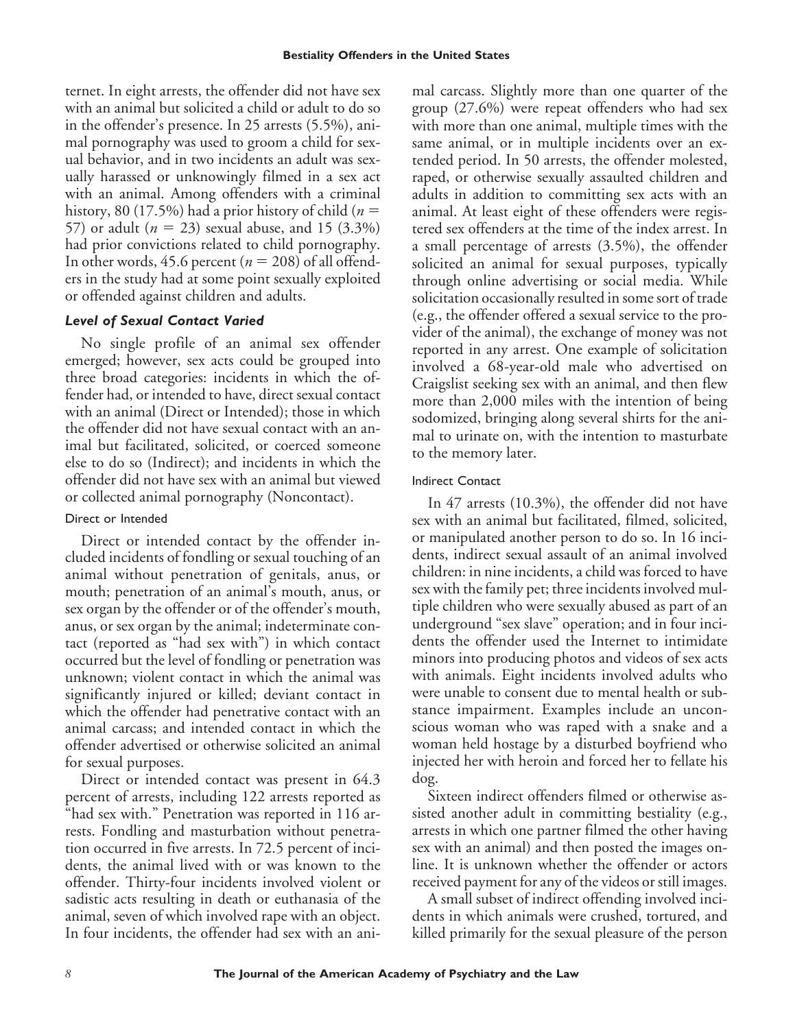ternet. In eight arrests, the offender did not have sex with an animal but solicited a child or adult to do so in the offender's presence. In 25 arrests (5.5%), animal pornography was used to groom a child for sexual behavior, and in two incidents an adult was sexually harassed or unknowingly filmed in a sex act with an animal. Among offenders with a criminal history, 80 (17.5%) had a prior history of child ($n$ = 57) or adult ($n$ = 23) sexual abuse, and 15 (3.3%) had prior convictions related to child pornography. In other words, 45.6 percent ($n$ = 208) of all offenders in the study had at some point sexually exploited or offended against children and adults.

### *Level of Sexual Contact Varied*

No single profile of an animal sex offender emerged; however, sex acts could be grouped into three broad categories: incidents in which the offender had, or intended to have, direct sexual contact with an animal (Direct or Intended); those in which the offender did not have sexual contact with an animal but facilitated, solicited, or coerced someone else to do so (Indirect); and incidents in which the offender did not have sex with an animal but viewed or collected animal pornography (Noncontact).

#### Direct or Intended

Direct or intended contact by the offender included incidents of fondling or sexual touching of an animal without penetration of genitals, anus, or mouth; penetration of an animal's mouth, anus, or sex organ by the offender or of the offender's mouth, anus, or sex organ by the animal; indeterminate contact (reported as "had sex with") in which contact occurred but the level of fondling or penetration was unknown; violent contact in which the animal was significantly injured or killed; deviant contact in which the offender had penetrative contact with an animal carcass; and intended contact in which the offender advertised or otherwise solicited an animal for sexual purposes.

Direct or intended contact was present in 64.3 percent of arrests, including 122 arrests reported as "had sex with." Penetration was reported in 116 arrests. Fondling and masturbation without penetration occurred in five arrests. In 72.5 percent of incidents, the animal lived with or was known to the offender. Thirty-four incidents involved violent or sadistic acts resulting in death or euthanasia of the animal, seven of which involved rape with an object. In four incidents, the offender had sex with an animal carcass. Slightly more than one quarter of the group (27.6%) were repeat offenders who had sex with more than one animal, multiple times with the same animal, or in multiple incidents over an extended period. In 50 arrests, the offender molested, raped, or otherwise sexually assaulted children and adults in addition to committing sex acts with an animal. At least eight of these offenders were registered sex offenders at the time of the index arrest. In a small percentage of arrests (3.5%), the offender solicited an animal for sexual purposes, typically through online advertising or social media. While solicitation occasionally resulted in some sort of trade (e.g., the offender offered a sexual service to the provider of the animal), the exchange of money was not reported in any arrest. One example of solicitation involved a 68-year-old male who advertised on Craigslist seeking sex with an animal, and then flew more than 2,000 miles with the intention of being sodomized, bringing along several shirts for the animal to urinate on, with the intention to masturbate to the memory later.

#### Indirect Contact

In 47 arrests (10.3%), the offender did not have sex with an animal but facilitated, filmed, solicited, or manipulated another person to do so. In 16 incidents, indirect sexual assault of an animal involved children: in nine incidents, a child was forced to have sex with the family pet; three incidents involved multiple children who were sexually abused as part of an underground "sex slave" operation; and in four incidents the offender used the Internet to intimidate minors into producing photos and videos of sex acts with animals. Eight incidents involved adults who were unable to consent due to mental health or substance impairment. Examples include an unconscious woman who was raped with a snake and a woman held hostage by a disturbed boyfriend who injected her with heroin and forced her to fellate his dog.

Sixteen indirect offenders filmed or otherwise assisted another adult in committing bestiality (e.g., arrests in which one partner filmed the other having sex with an animal) and then posted the images online. It is unknown whether the offender or actors received payment for any of the videos or still images.

A small subset of indirect offending involved incidents in which animals were crushed, tortured, and killed primarily for the sexual pleasure of the person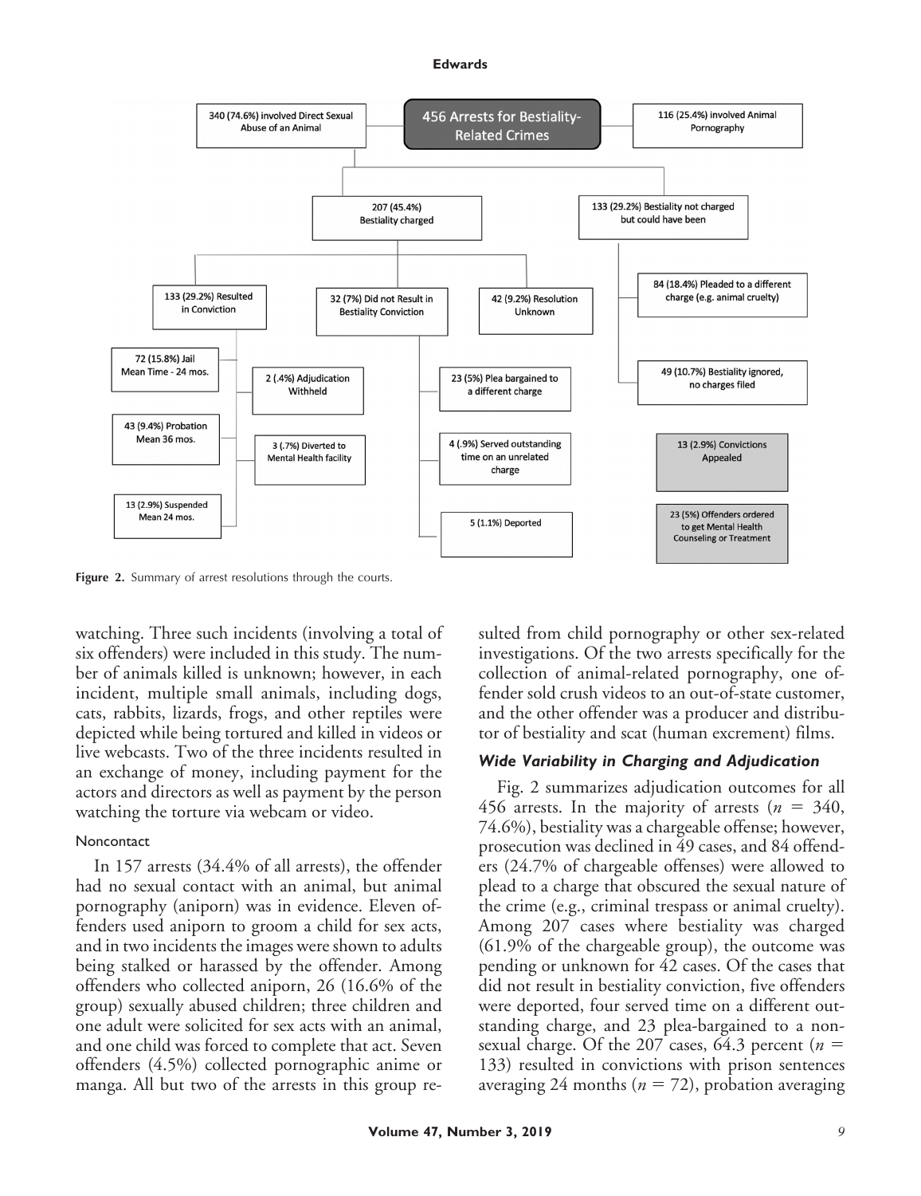- 456 Arrests for Bestiality-Related Crimes
  - 340 (74.6%) involved Direct Sexual Abuse of an Animal
  - 116 (25.4%) involved Animal Pornography
  - 207 (45.4%) Bestiality charged
    - 133 (29.2%) Resulted in Conviction
      - 72 (15.8%) Jail Mean Time - 24 mos.
      - 43 (9.4%) Probation Mean 36 mos.
      - 13 (2.9%) Suspended Mean 24 mos.
      - 2 (.4%) Adjudication Withheld
      - 3 (.7%) Diverted to Mental Health facility
    - 32 (7%) Did not Result in Bestiality Conviction
      - 23 (5%) Plea bargained to a different charge
      - 4 (.9%) Served outstanding time on an unrelated charge
      - 5 (1.1%) Deported
    - 42 (9.2%) Resolution Unknown
  - 133 (29.2%) Bestiality not charged but could have been
    - 84 (18.4%) Pleaded to a different charge (e.g. animal cruelty)
    - 49 (10.7%) Bestiality ignored, no charges filed
  - 13 (2.9%) Convictions Appealed
  - 23 (5%) Offenders ordered to get Mental Health Counseling or Treatment

**Figure 2.** Summary of arrest resolutions through the courts.

watching. Three such incidents (involving a total of six offenders) were included in this study. The number of animals killed is unknown; however, in each incident, multiple small animals, including dogs, cats, rabbits, lizards, frogs, and other reptiles were depicted while being tortured and killed in videos or live webcasts. Two of the three incidents resulted in an exchange of money, including payment for the actors and directors as well as payment by the person watching the torture via webcam or video.

#### Noncontact

In 157 arrests (34.4% of all arrests), the offender had no sexual contact with an animal, but animal pornography (aniporn) was in evidence. Eleven offenders used aniporn to groom a child for sex acts, and in two incidents the images were shown to adults being stalked or harassed by the offender. Among offenders who collected aniporn, 26 (16.6% of the group) sexually abused children; three children and one adult were solicited for sex acts with an animal, and one child was forced to complete that act. Seven offenders (4.5%) collected pornographic anime or manga. All but two of the arrests in this group resulted from child pornography or other sex-related investigations. Of the two arrests specifically for the collection of animal-related pornography, one offender sold crush videos to an out-of-state customer, and the other offender was a producer and distributor of bestiality and scat (human excrement) films.

### *Wide Variability in Charging and Adjudication*

Fig. 2 summarizes adjudication outcomes for all 456 arrests. In the majority of arrests ($n = 340$, 74.6%), bestiality was a chargeable offense; however, prosecution was declined in 49 cases, and 84 offenders (24.7% of chargeable offenses) were allowed to plead to a charge that obscured the sexual nature of the crime (e.g., criminal trespass or animal cruelty). Among 207 cases where bestiality was charged (61.9% of the chargeable group), the outcome was pending or unknown for 42 cases. Of the cases that did not result in bestiality conviction, five offenders were deported, four served time on a different outstanding charge, and 23 plea-bargained to a nonsexual charge. Of the 207 cases, 64.3 percent ($n = 133$) resulted in convictions with prison sentences averaging 24 months ($n = 72$), probation averaging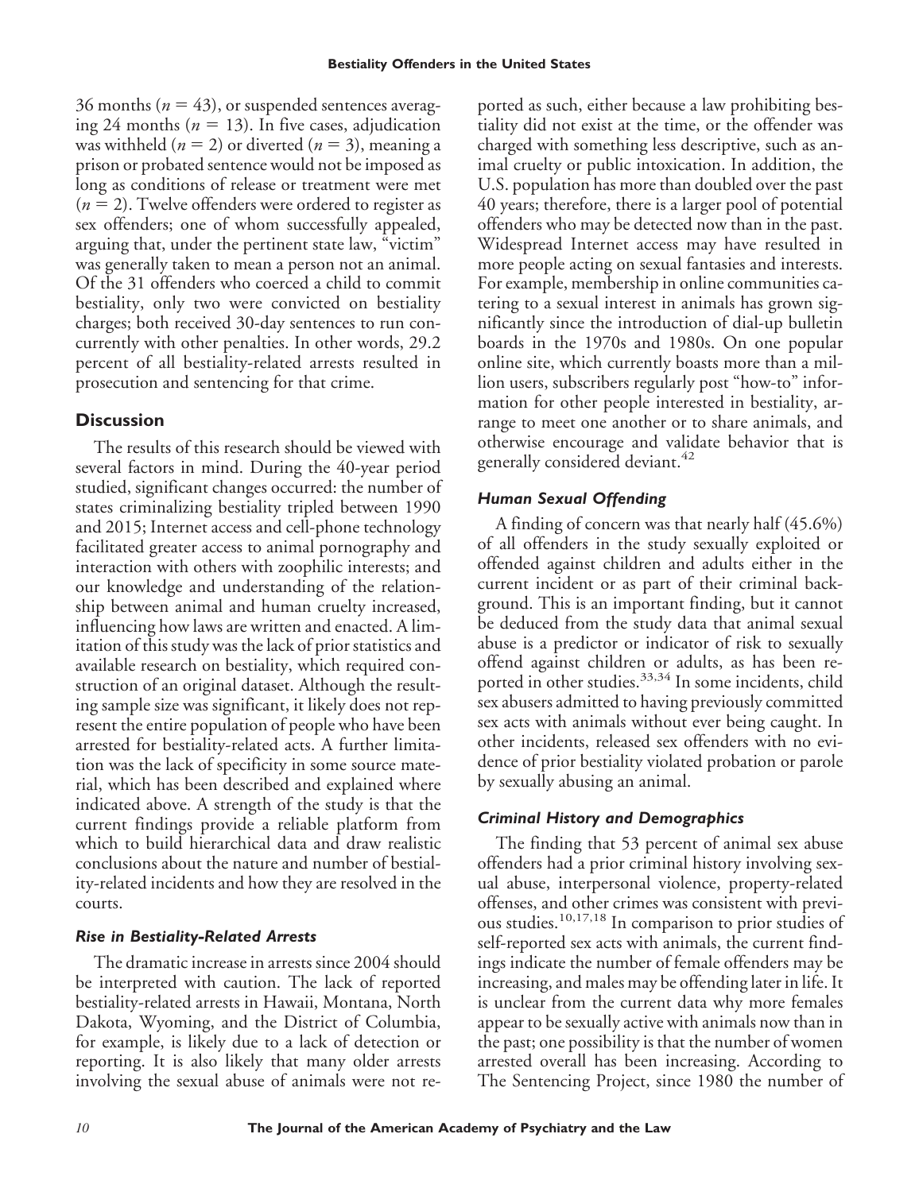36 months ($n = 43$), or suspended sentences averaging 24 months ($n = 13$). In five cases, adjudication was withheld ($n = 2$) or diverted ($n = 3$), meaning a prison or probated sentence would not be imposed as long as conditions of release or treatment were met ($n = 2$). Twelve offenders were ordered to register as sex offenders; one of whom successfully appealed, arguing that, under the pertinent state law, "victim" was generally taken to mean a person not an animal. Of the 31 offenders who coerced a child to commit bestiality, only two were convicted on bestiality charges; both received 30-day sentences to run concurrently with other penalties. In other words, 29.2 percent of all bestiality-related arrests resulted in prosecution and sentencing for that crime.

## Discussion

The results of this research should be viewed with several factors in mind. During the 40-year period studied, significant changes occurred: the number of states criminalizing bestiality tripled between 1990 and 2015; Internet access and cell-phone technology facilitated greater access to animal pornography and interaction with others with zoophilic interests; and our knowledge and understanding of the relationship between animal and human cruelty increased, influencing how laws are written and enacted. A limitation of this study was the lack of prior statistics and available research on bestiality, which required construction of an original dataset. Although the resulting sample size was significant, it likely does not represent the entire population of people who have been arrested for bestiality-related acts. A further limitation was the lack of specificity in some source material, which has been described and explained where indicated above. A strength of the study is that the current findings provide a reliable platform from which to build hierarchical data and draw realistic conclusions about the nature and number of bestiality-related incidents and how they are resolved in the courts.

### Rise in Bestiality-Related Arrests

The dramatic increase in arrests since 2004 should be interpreted with caution. The lack of reported bestiality-related arrests in Hawaii, Montana, North Dakota, Wyoming, and the District of Columbia, for example, is likely due to a lack of detection or reporting. It is also likely that many older arrests involving the sexual abuse of animals were not reported as such, either because a law prohibiting bestiality did not exist at the time, or the offender was charged with something less descriptive, such as animal cruelty or public intoxication. In addition, the U.S. population has more than doubled over the past 40 years; therefore, there is a larger pool of potential offenders who may be detected now than in the past. Widespread Internet access may have resulted in more people acting on sexual fantasies and interests. For example, membership in online communities catering to a sexual interest in animals has grown significantly since the introduction of dial-up bulletin boards in the 1970s and 1980s. On one popular online site, which currently boasts more than a million users, subscribers regularly post "how-to" information for other people interested in bestiality, arrange to meet one another or to share animals, and otherwise encourage and validate behavior that is generally considered deviant.[42]

### Human Sexual Offending

A finding of concern was that nearly half (45.6%) of all offenders in the study sexually exploited or offended against children and adults either in the current incident or as part of their criminal background. This is an important finding, but it cannot be deduced from the study data that animal sexual abuse is a predictor or indicator of risk to sexually offend against children or adults, as has been reported in other studies.[33,34] In some incidents, child sex abusers admitted to having previously committed sex acts with animals without ever being caught. In other incidents, released sex offenders with no evidence of prior bestiality violated probation or parole by sexually abusing an animal.

### Criminal History and Demographics

The finding that 53 percent of animal sex abuse offenders had a prior criminal history involving sexual abuse, interpersonal violence, property-related offenses, and other crimes was consistent with previous studies.[10,17,18] In comparison to prior studies of self-reported sex acts with animals, the current findings indicate the number of female offenders may be increasing, and males may be offending later in life. It is unclear from the current data why more females appear to be sexually active with animals now than in the past; one possibility is that the number of women arrested overall has been increasing. According to The Sentencing Project, since 1980 the number of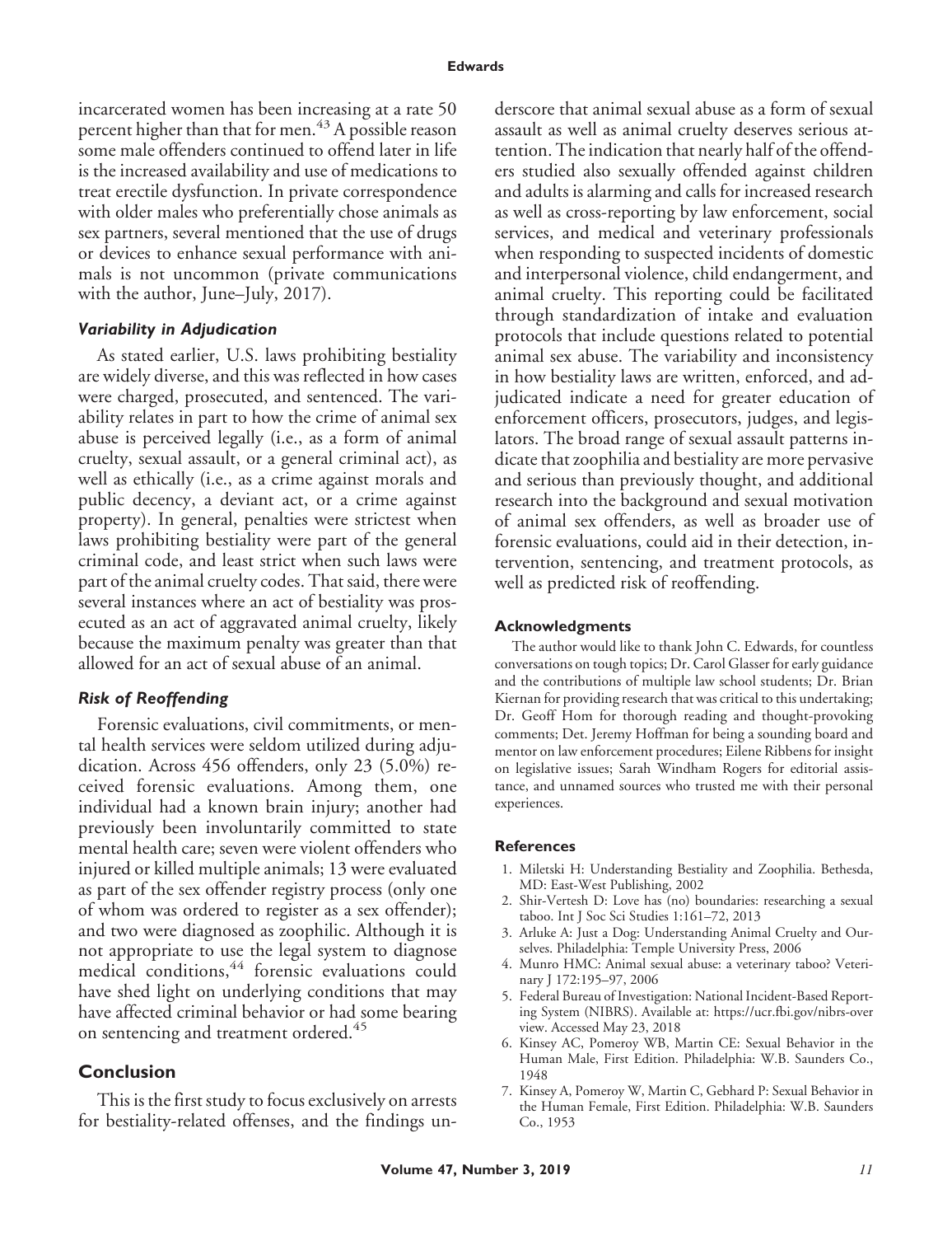incarcerated women has been increasing at a rate 50 percent higher than that for men.[43] A possible reason some male offenders continued to offend later in life is the increased availability and use of medications to treat erectile dysfunction. In private correspondence with older males who preferentially chose animals as sex partners, several mentioned that the use of drugs or devices to enhance sexual performance with animals is not uncommon (private communications with the author, June–July, 2017).

### *Variability in Adjudication*

As stated earlier, U.S. laws prohibiting bestiality are widely diverse, and this was reflected in how cases were charged, prosecuted, and sentenced. The variability relates in part to how the crime of animal sex abuse is perceived legally (i.e., as a form of animal cruelty, sexual assault, or a general criminal act), as well as ethically (i.e., as a crime against morals and public decency, a deviant act, or a crime against property). In general, penalties were strictest when laws prohibiting bestiality were part of the general criminal code, and least strict when such laws were part of the animal cruelty codes. That said, there were several instances where an act of bestiality was prosecuted as an act of aggravated animal cruelty, likely because the maximum penalty was greater than that allowed for an act of sexual abuse of an animal.

### *Risk of Reoffending*

Forensic evaluations, civil commitments, or mental health services were seldom utilized during adjudication. Across 456 offenders, only 23 (5.0%) received forensic evaluations. Among them, one individual had a known brain injury; another had previously been involuntarily committed to state mental health care; seven were violent offenders who injured or killed multiple animals; 13 were evaluated as part of the sex offender registry process (only one of whom was ordered to register as a sex offender); and two were diagnosed as zoophilic. Although it is not appropriate to use the legal system to diagnose medical conditions,[44] forensic evaluations could have shed light on underlying conditions that may have affected criminal behavior or had some bearing on sentencing and treatment ordered.[45]

## Conclusion

This is the first study to focus exclusively on arrests for bestiality-related offenses, and the findings underscore that animal sexual abuse as a form of sexual assault as well as animal cruelty deserves serious attention. The indication that nearly half of the offenders studied also sexually offended against children and adults is alarming and calls for increased research as well as cross-reporting by law enforcement, social services, and medical and veterinary professionals when responding to suspected incidents of domestic and interpersonal violence, child endangerment, and animal cruelty. This reporting could be facilitated through standardization of intake and evaluation protocols that include questions related to potential animal sex abuse. The variability and inconsistency in how bestiality laws are written, enforced, and adjudicated indicate a need for greater education of enforcement officers, prosecutors, judges, and legislators. The broad range of sexual assault patterns indicate that zoophilia and bestiality are more pervasive and serious than previously thought, and additional research into the background and sexual motivation of animal sex offenders, as well as broader use of forensic evaluations, could aid in their detection, intervention, sentencing, and treatment protocols, as well as predicted risk of reoffending.

#### Acknowledgments

The author would like to thank John C. Edwards, for countless conversations on tough topics; Dr. Carol Glasser for early guidance and the contributions of multiple law school students; Dr. Brian Kiernan for providing research that was critical to this undertaking; Dr. Geoff Hom for thorough reading and thought-provoking comments; Det. Jeremy Hoffman for being a sounding board and mentor on law enforcement procedures; Eilene Ribbens for insight on legislative issues; Sarah Windham Rogers for editorial assistance, and unnamed sources who trusted me with their personal experiences.

#### References

1. Miletski H: Understanding Bestiality and Zoophilia. Bethesda, MD: East-West Publishing, 2002
2. Shir-Vertesh D: Love has (no) boundaries: researching a sexual taboo. Int J Soc Sci Studies 1:161–72, 2013
3. Arluke A: Just a Dog: Understanding Animal Cruelty and Ourselves. Philadelphia: Temple University Press, 2006
4. Munro HMC: Animal sexual abuse: a veterinary taboo? Veterinary J 172:195–97, 2006
5. Federal Bureau of Investigation: National Incident-Based Reporting System (NIBRS). Available at: https://ucr.fbi.gov/nibrs-overview. Accessed May 23, 2018
6. Kinsey AC, Pomeroy WB, Martin CE: Sexual Behavior in the Human Male, First Edition. Philadelphia: W.B. Saunders Co., 1948
7. Kinsey A, Pomeroy W, Martin C, Gebhard P: Sexual Behavior in the Human Female, First Edition. Philadelphia: W.B. Saunders Co., 1953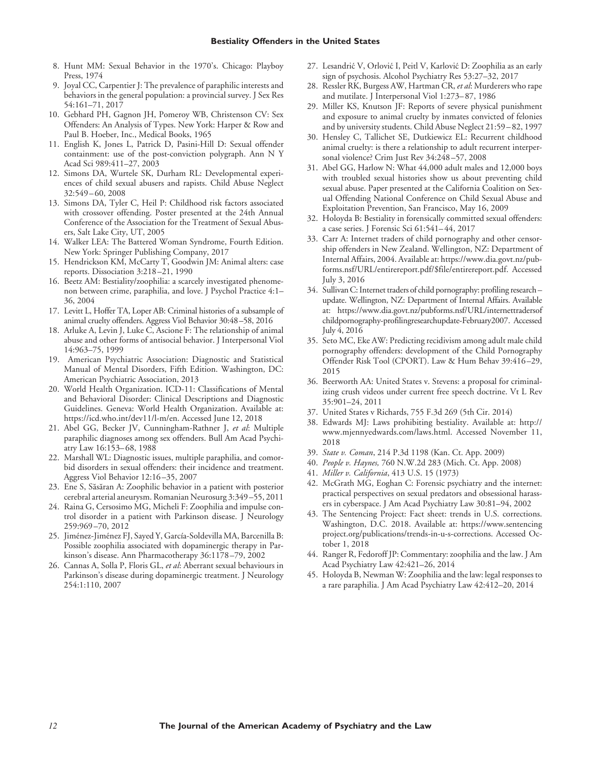8. Hunt MM: Sexual Behavior in the 1970's. Chicago: Playboy Press, 1974
9. Joyal CC, Carpentier J: The prevalence of paraphilic interests and behaviors in the general population: a provincial survey. J Sex Res 54:161–71, 2017
10. Gebhard PH, Gagnon JH, Pomeroy WB, Christenson CV: Sex Offenders: An Analysis of Types. New York: Harper & Row and Paul B. Hoeber, Inc., Medical Books, 1965
11. English K, Jones L, Patrick D, Pasini-Hill D: Sexual offender containment: use of the post-conviction polygraph. Ann N Y Acad Sci 989:411–27, 2003
12. Simons DA, Wurtele SK, Durham RL: Developmental experiences of child sexual abusers and rapists. Child Abuse Neglect 32:549–60, 2008
13. Simons DA, Tyler C, Heil P: Childhood risk factors associated with crossover offending. Poster presented at the 24th Annual Conference of the Association for the Treatment of Sexual Abusers, Salt Lake City, UT, 2005
14. Walker LEA: The Battered Woman Syndrome, Fourth Edition. New York: Springer Publishing Company, 2017
15. Hendrickson KM, McCarty T, Goodwin JM: Animal alters: case reports. Dissociation 3:218–21, 1990
16. Beetz AM: Bestiality/zoophilia: a scarcely investigated phenomenon between crime, paraphilia, and love. J Psychol Practice 4:1–36, 2004
17. Levitt L, Hoffer TA, Loper AB: Criminal histories of a subsample of animal cruelty offenders. Aggress Viol Behavior 30:48–58, 2016
18. Arluke A, Levin J, Luke C, Ascione F: The relationship of animal abuse and other forms of antisocial behavior. J Interpersonal Viol 14:963–75, 1999
19. American Psychiatric Association: Diagnostic and Statistical Manual of Mental Disorders, Fifth Edition. Washington, DC: American Psychiatric Association, 2013
20. World Health Organization. ICD-11: Classifications of Mental and Behavioral Disorder: Clinical Descriptions and Diagnostic Guidelines. Geneva: World Health Organization. Available at: https://icd.who.int/dev11/l-m/en. Accessed June 12, 2018
21. Abel GG, Becker JV, Cunningham-Rathner J, *et al*: Multiple paraphilic diagnoses among sex offenders. Bull Am Acad Psychiatry Law 16:153–68, 1988
22. Marshall WL: Diagnostic issues, multiple paraphilia, and comorbid disorders in sexual offenders: their incidence and treatment. Aggress Viol Behavior 12:16–35, 2007
23. Ene S, Săsăran A: Zoophilic behavior in a patient with posterior cerebral arterial aneurysm. Romanian Neurosurg 3:349–55, 2011
24. Raina G, Cersosimo MG, Micheli F: Zoophilia and impulse control disorder in a patient with Parkinson disease. J Neurology 259:969–70, 2012
25. Jiménez-Jiménez FJ, Sayed Y, García-Soldevilla MA, Barcenilla B: Possible zoophilia associated with dopaminergic therapy in Parkinson's disease. Ann Pharmacotherapy 36:1178–79, 2002
26. Cannas A, Solla P, Floris GL, *et al*: Aberrant sexual behaviours in Parkinson's disease during dopaminergic treatment. J Neurology 254:1:110, 2007
27. Lesandrić V, Orlović I, Peitl V, Karlović D: Zoophilia as an early sign of psychosis. Alcohol Psychiatry Res 53:27–32, 2017
28. Ressler RK, Burgess AW, Hartman CR, *et al*: Murderers who rape and mutilate. J Interpersonal Viol 1:273–87, 1986
29. Miller KS, Knutson JF: Reports of severe physical punishment and exposure to animal cruelty by inmates convicted of felonies and by university students. Child Abuse Neglect 21:59–82, 1997
30. Hensley C, Tallichet SE, Dutkiewicz EL: Recurrent childhood animal cruelty: is there a relationship to adult recurrent interpersonal violence? Crim Just Rev 34:248–57, 2008
31. Abel GG, Harlow N: What 44,000 adult males and 12,000 boys with troubled sexual histories show us about preventing child sexual abuse. Paper presented at the California Coalition on Sexual Offending National Conference on Child Sexual Abuse and Exploitation Prevention, San Francisco, May 16, 2009
32. Holoyda B: Bestiality in forensically committed sexual offenders: a case series. J Forensic Sci 61:541–44, 2017
33. Carr A: Internet traders of child pornography and other censorship offenders in New Zealand. Wellington, NZ: Department of Internal Affairs, 2004. Available at: https://www.dia.govt.nz/pubforms.nsf/URL/entirereport.pdf/$file/entirereport.pdf. Accessed July 3, 2016
34. Sullivan C: Internet traders of child pornography: profiling research – update. Wellington, NZ: Department of Internal Affairs. Available at: https://www.dia.govt.nz/pubforms.nsf/URL/internettradersofchildpornography-profilingresearchupdate-February2007. Accessed July 4, 2016
35. Seto MC, Eke AW: Predicting recidivism among adult male child pornography offenders: development of the Child Pornography Offender Risk Tool (CPORT). Law & Hum Behav 39:416–29, 2015
36. Beerworth AA: United States v. Stevens: a proposal for criminalizing crush videos under current free speech doctrine. Vt L Rev 35:901–24, 2011
37. United States v Richards, 755 F.3d 269 (5th Cir. 2014)
38. Edwards MJ: Laws prohibiting bestiality. Available at: http://www.mjennyedwards.com/laws.html. Accessed November 11, 2018
39. *State v. Coman*, 214 P.3d 1198 (Kan. Ct. App. 2009)
40. *People v. Haynes,* 760 N.W.2d 283 (Mich. Ct. App. 2008)
41. *Miller v. California*, 413 U.S. 15 (1973)
42. McGrath MG, Eoghan C: Forensic psychiatry and the internet: practical perspectives on sexual predators and obsessional harassers in cyberspace. J Am Acad Psychiatry Law 30:81–94, 2002
43. The Sentencing Project: Fact sheet: trends in U.S. corrections. Washington, D.C. 2018. Available at: https://www.sentencingproject.org/publications/trends-in-u-s-corrections. Accessed October 1, 2018
44. Ranger R, Fedoroff JP: Commentary: zoophilia and the law. J Am Acad Psychiatry Law 42:421–26, 2014
45. Holoyda B, Newman W: Zoophilia and the law: legal responses to a rare paraphilia. J Am Acad Psychiatry Law 42:412–20, 2014